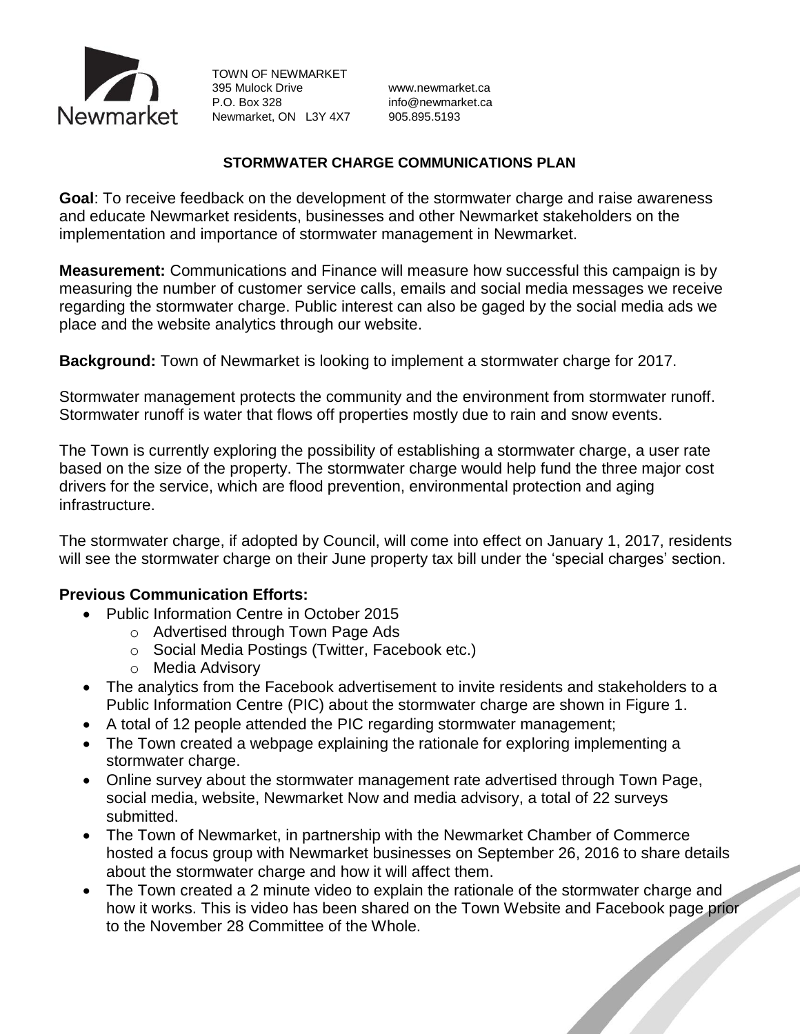Newmarket

TOWN OF NEWMARKET
395 Mulock Drive
P.O. Box 328
Newmarket, ON L3Y 4X7

www.newmarket.ca
info@newmarket.ca
905.895.5193

# STORMWATER CHARGE COMMUNICATIONS PLAN

**Goal**: To receive feedback on the development of the stormwater charge and raise awareness and educate Newmarket residents, businesses and other Newmarket stakeholders on the implementation and importance of stormwater management in Newmarket.

**Measurement:** Communications and Finance will measure how successful this campaign is by measuring the number of customer service calls, emails and social media messages we receive regarding the stormwater charge. Public interest can also be gaged by the social media ads we place and the website analytics through our website.

**Background:** Town of Newmarket is looking to implement a stormwater charge for 2017.

Stormwater management protects the community and the environment from stormwater runoff. Stormwater runoff is water that flows off properties mostly due to rain and snow events.

The Town is currently exploring the possibility of establishing a stormwater charge, a user rate based on the size of the property. The stormwater charge would help fund the three major cost drivers for the service, which are flood prevention, environmental protection and aging infrastructure.

The stormwater charge, if adopted by Council, will come into effect on January 1, 2017, residents will see the stormwater charge on their June property tax bill under the 'special charges' section.

## Previous Communication Efforts:

- Public Information Centre in October 2015
  - Advertised through Town Page Ads
  - Social Media Postings (Twitter, Facebook etc.)
  - Media Advisory
- The analytics from the Facebook advertisement to invite residents and stakeholders to a Public Information Centre (PIC) about the stormwater charge are shown in Figure 1.
- A total of 12 people attended the PIC regarding stormwater management;
- The Town created a webpage explaining the rationale for exploring implementing a stormwater charge.
- Online survey about the stormwater management rate advertised through Town Page, social media, website, Newmarket Now and media advisory, a total of 22 surveys submitted.
- The Town of Newmarket, in partnership with the Newmarket Chamber of Commerce hosted a focus group with Newmarket businesses on September 26, 2016 to share details about the stormwater charge and how it will affect them.
- The Town created a 2 minute video to explain the rationale of the stormwater charge and how it works. This is video has been shared on the Town Website and Facebook page prior to the November 28 Committee of the Whole.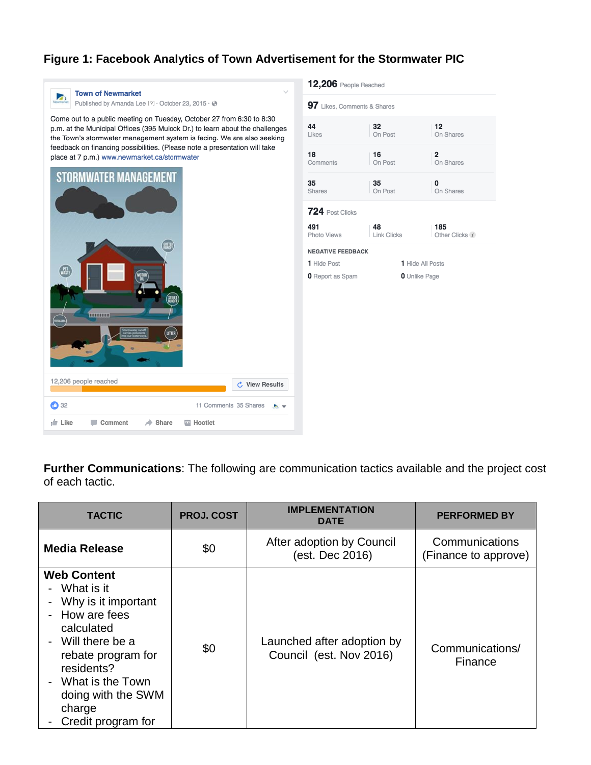**Figure 1: Facebook Analytics of Town Advertisement for the Stormwater PIC**

Town of Newmarket
Published by Amanda Lee [?] · October 23, 2015 ·

Come out to a public meeting on Tuesday, October 27 from 6:30 to 8:30 p.m. at the Municipal Offices (395 Mulock Dr.) to learn about the challenges the Town's stormwater management system is facing. We are also seeking feedback on financing possibilities. (Please note a presentation will take place at 7 p.m.) www.newmarket.ca/stormwater

STORMWATER MANAGEMENT

12,206 people reached — View Results

32 — 11 Comments 35 Shares

Like — Comment — Share — Hootlet

**12,206** People Reached

**97** Likes, Comments & Shares

| | | |
|---|---|---|
| **44** Likes | **32** On Post | **12** On Shares |
| **18** Comments | **16** On Post | **2** On Shares |
| **35** Shares | **35** On Post | **0** On Shares |

**724** Post Clicks

| | | |
|---|---|---|
| **491** Photo Views | **48** Link Clicks | **185** Other Clicks |

NEGATIVE FEEDBACK

| | |
|---|---|
| **1** Hide Post | **1** Hide All Posts |
| **0** Report as Spam | **0** Unlike Page |

**Further Communications**: The following are communication tactics available and the project cost of each tactic.

| TACTIC | PROJ. COST | IMPLEMENTATION DATE | PERFORMED BY |
|---|---|---|---|
| **Media Release** | $0 | After adoption by Council (est. Dec 2016) | Communications (Finance to approve) |
| **Web Content**<br>- What is it<br>- Why is it important<br>- How are fees calculated<br>- Will there be a rebate program for residents?<br>- What is the Town doing with the SWM charge<br>- Credit program for | $0 | Launched after adoption by Council (est. Nov 2016) | Communications/ Finance |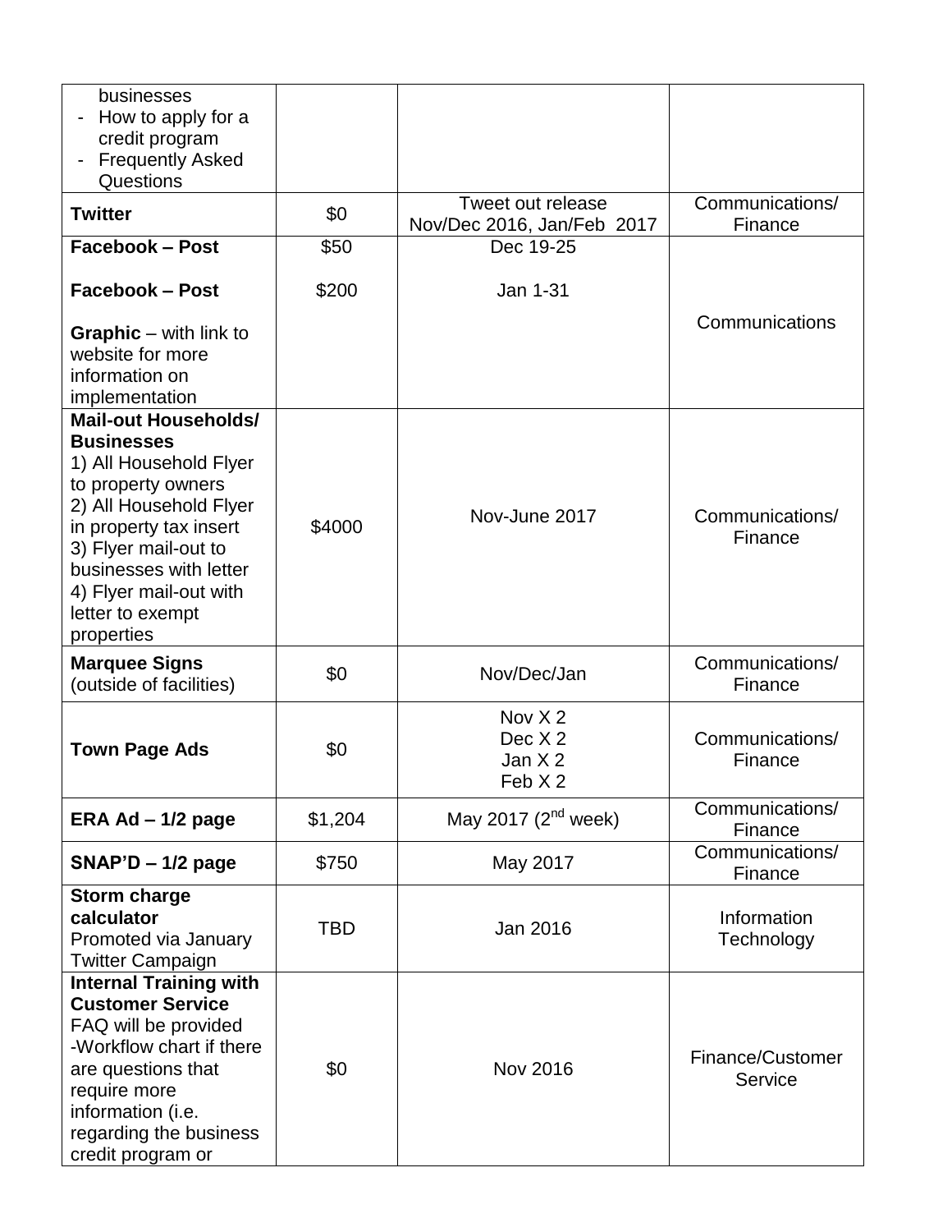| | | | |
|---|---|---|---|
| businesses<br>- How to apply for a credit program<br>- Frequently Asked Questions | | | |
| **Twitter** | $0 | Tweet out release<br>Nov/Dec 2016, Jan/Feb 2017 | Communications/ Finance |
| **Facebook – Post**<br><br>**Facebook – Post**<br><br>**Graphic** – with link to website for more information on implementation | $50<br><br>$200 | Dec 19-25<br><br>Jan 1-31 | Communications |
| **Mail-out Households/ Businesses**<br>1) All Household Flyer to property owners<br>2) All Household Flyer in property tax insert<br>3) Flyer mail-out to businesses with letter<br>4) Flyer mail-out with letter to exempt properties | $4000 | Nov-June 2017 | Communications/ Finance |
| **Marquee Signs** (outside of facilities) | $0 | Nov/Dec/Jan | Communications/ Finance |
| **Town Page Ads** | $0 | Nov X 2<br>Dec X 2<br>Jan X 2<br>Feb X 2 | Communications/ Finance |
| **ERA Ad – 1/2 page** | $1,204 | May 2017 (2nd week) | Communications/ Finance |
| **SNAP'D – 1/2 page** | $750 | May 2017 | Communications/ Finance |
| **Storm charge calculator**<br>Promoted via January Twitter Campaign | TBD | Jan 2016 | Information Technology |
| **Internal Training with Customer Service**<br>FAQ will be provided<br>-Workflow chart if there are questions that require more information (i.e. regarding the business credit program or | $0 | Nov 2016 | Finance/Customer Service |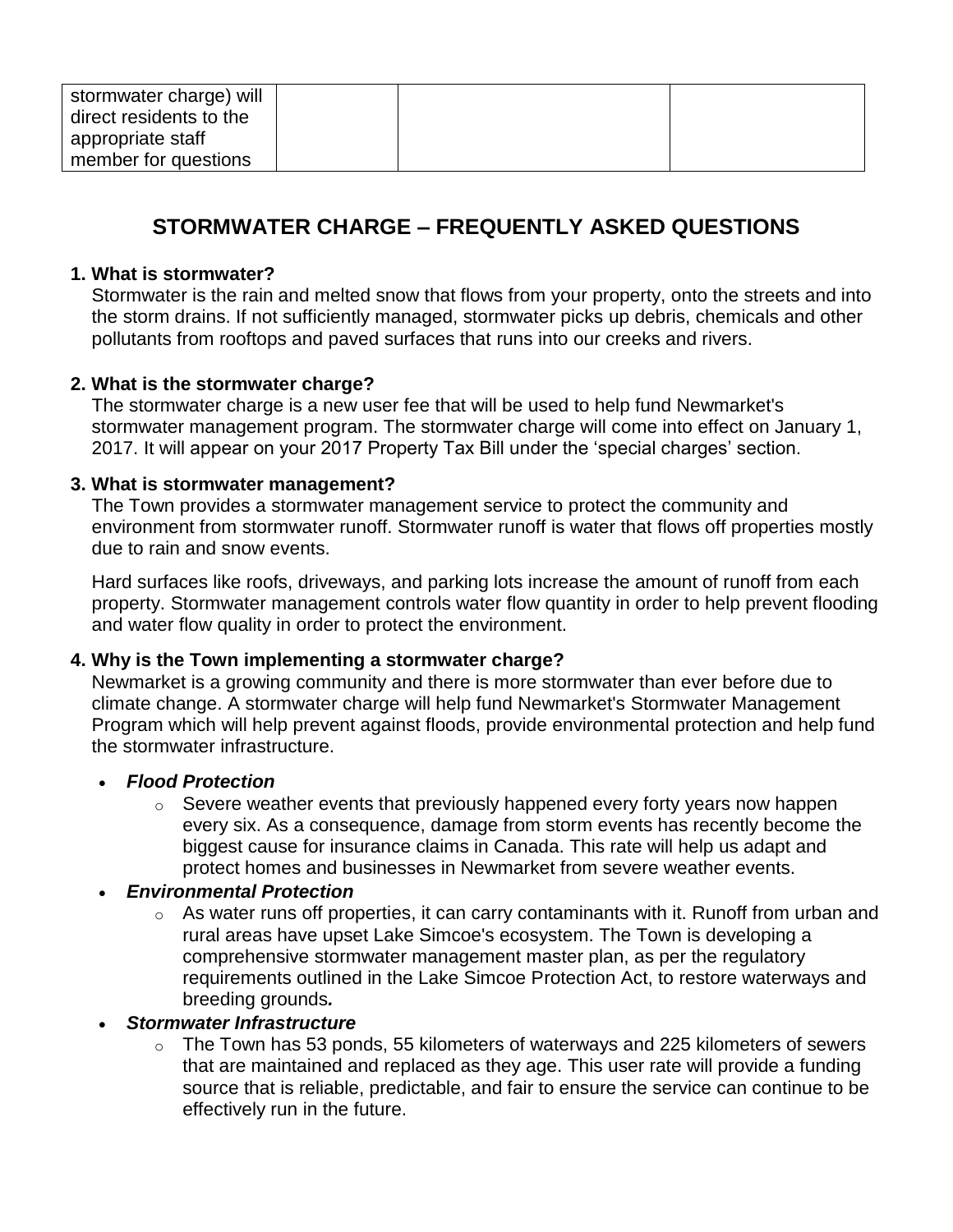| stormwater charge) will direct residents to the appropriate staff member for questions | | | |
|---|---|---|---|

## STORMWATER CHARGE – FREQUENTLY ASKED QUESTIONS

**1. What is stormwater?**

Stormwater is the rain and melted snow that flows from your property, onto the streets and into the storm drains. If not sufficiently managed, stormwater picks up debris, chemicals and other pollutants from rooftops and paved surfaces that runs into our creeks and rivers.

**2. What is the stormwater charge?**

The stormwater charge is a new user fee that will be used to help fund Newmarket's stormwater management program. The stormwater charge will come into effect on January 1, 2017. It will appear on your 2017 Property Tax Bill under the 'special charges' section.

**3. What is stormwater management?**

The Town provides a stormwater management service to protect the community and environment from stormwater runoff. Stormwater runoff is water that flows off properties mostly due to rain and snow events.

Hard surfaces like roofs, driveways, and parking lots increase the amount of runoff from each property. Stormwater management controls water flow quantity in order to help prevent flooding and water flow quality in order to protect the environment.

**4. Why is the Town implementing a stormwater charge?**

Newmarket is a growing community and there is more stormwater than ever before due to climate change. A stormwater charge will help fund Newmarket's Stormwater Management Program which will help prevent against floods, provide environmental protection and help fund the stormwater infrastructure.

- ***Flood Protection***
  - Severe weather events that previously happened every forty years now happen every six. As a consequence, damage from storm events has recently become the biggest cause for insurance claims in Canada. This rate will help us adapt and protect homes and businesses in Newmarket from severe weather events.
- ***Environmental Protection***
  - As water runs off properties, it can carry contaminants with it. Runoff from urban and rural areas have upset Lake Simcoe's ecosystem. The Town is developing a comprehensive stormwater management master plan, as per the regulatory requirements outlined in the Lake Simcoe Protection Act, to restore waterways and breeding grounds***.***
- ***Stormwater Infrastructure***
  - The Town has 53 ponds, 55 kilometers of waterways and 225 kilometers of sewers that are maintained and replaced as they age. This user rate will provide a funding source that is reliable, predictable, and fair to ensure the service can continue to be effectively run in the future.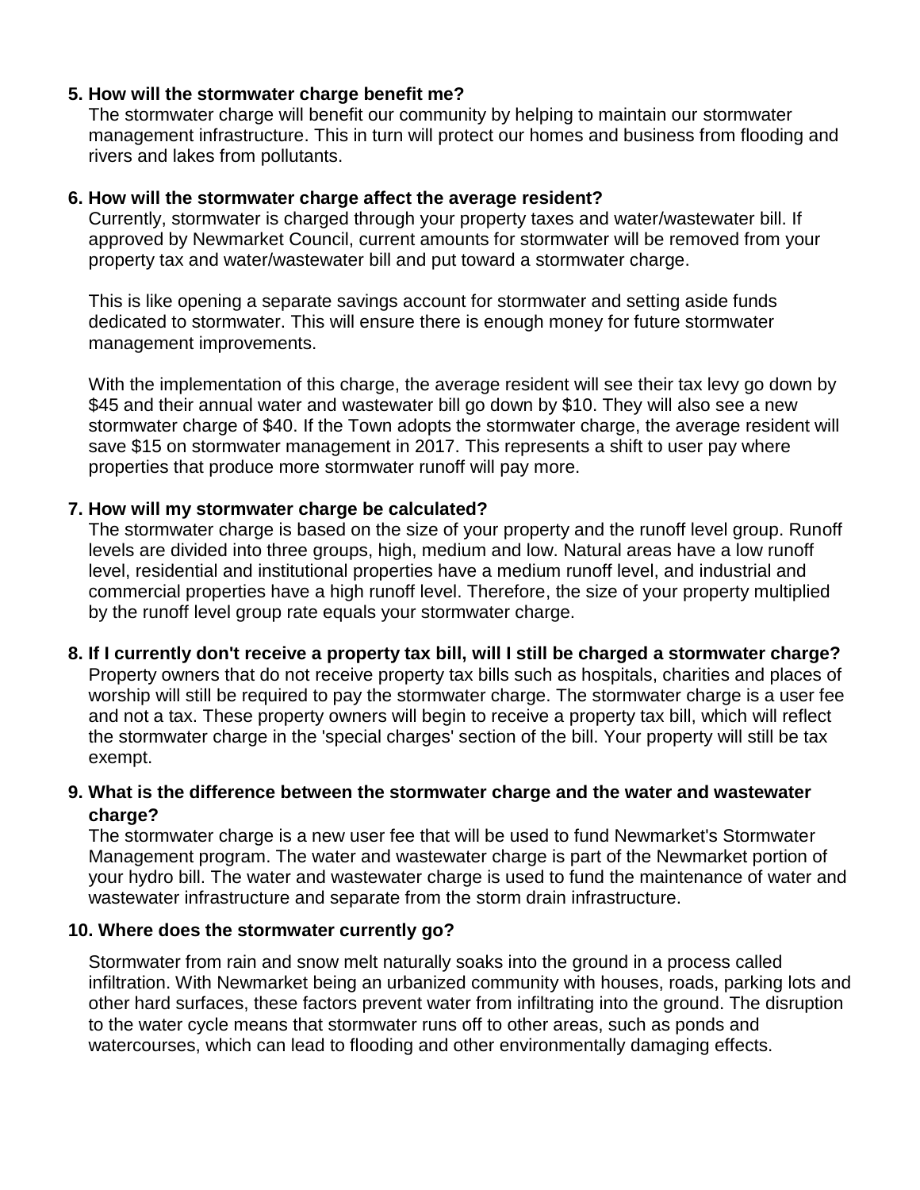**5. How will the stormwater charge benefit me?**

The stormwater charge will benefit our community by helping to maintain our stormwater management infrastructure. This in turn will protect our homes and business from flooding and rivers and lakes from pollutants.

**6. How will the stormwater charge affect the average resident?**

Currently, stormwater is charged through your property taxes and water/wastewater bill. If approved by Newmarket Council, current amounts for stormwater will be removed from your property tax and water/wastewater bill and put toward a stormwater charge.

This is like opening a separate savings account for stormwater and setting aside funds dedicated to stormwater. This will ensure there is enough money for future stormwater management improvements.

With the implementation of this charge, the average resident will see their tax levy go down by $45 and their annual water and wastewater bill go down by $10. They will also see a new stormwater charge of $40. If the Town adopts the stormwater charge, the average resident will save $15 on stormwater management in 2017. This represents a shift to user pay where properties that produce more stormwater runoff will pay more.

**7. How will my stormwater charge be calculated?**

The stormwater charge is based on the size of your property and the runoff level group. Runoff levels are divided into three groups, high, medium and low. Natural areas have a low runoff level, residential and institutional properties have a medium runoff level, and industrial and commercial properties have a high runoff level. Therefore, the size of your property multiplied by the runoff level group rate equals your stormwater charge.

**8. If I currently don't receive a property tax bill, will I still be charged a stormwater charge?**

Property owners that do not receive property tax bills such as hospitals, charities and places of worship will still be required to pay the stormwater charge. The stormwater charge is a user fee and not a tax. These property owners will begin to receive a property tax bill, which will reflect the stormwater charge in the 'special charges' section of the bill. Your property will still be tax exempt.

**9. What is the difference between the stormwater charge and the water and wastewater charge?**

The stormwater charge is a new user fee that will be used to fund Newmarket's Stormwater Management program. The water and wastewater charge is part of the Newmarket portion of your hydro bill. The water and wastewater charge is used to fund the maintenance of water and wastewater infrastructure and separate from the storm drain infrastructure.

**10. Where does the stormwater currently go?**

Stormwater from rain and snow melt naturally soaks into the ground in a process called infiltration. With Newmarket being an urbanized community with houses, roads, parking lots and other hard surfaces, these factors prevent water from infiltrating into the ground. The disruption to the water cycle means that stormwater runs off to other areas, such as ponds and watercourses, which can lead to flooding and other environmentally damaging effects.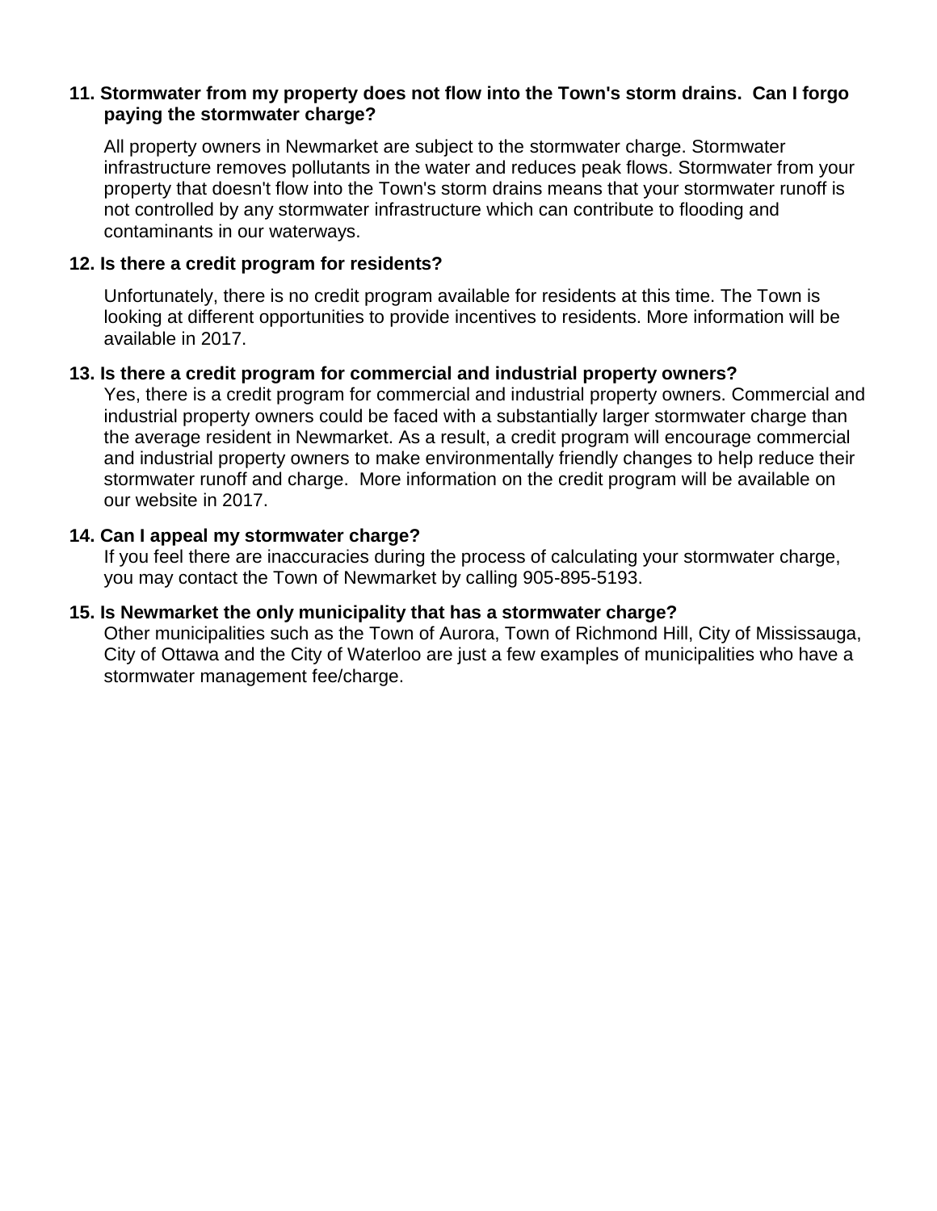**11. Stormwater from my property does not flow into the Town's storm drains. Can I forgo paying the stormwater charge?**

All property owners in Newmarket are subject to the stormwater charge. Stormwater infrastructure removes pollutants in the water and reduces peak flows. Stormwater from your property that doesn't flow into the Town's storm drains means that your stormwater runoff is not controlled by any stormwater infrastructure which can contribute to flooding and contaminants in our waterways.

**12. Is there a credit program for residents?**

Unfortunately, there is no credit program available for residents at this time. The Town is looking at different opportunities to provide incentives to residents. More information will be available in 2017.

**13. Is there a credit program for commercial and industrial property owners?**

Yes, there is a credit program for commercial and industrial property owners. Commercial and industrial property owners could be faced with a substantially larger stormwater charge than the average resident in Newmarket. As a result, a credit program will encourage commercial and industrial property owners to make environmentally friendly changes to help reduce their stormwater runoff and charge. More information on the credit program will be available on our website in 2017.

**14. Can I appeal my stormwater charge?**

If you feel there are inaccuracies during the process of calculating your stormwater charge, you may contact the Town of Newmarket by calling 905-895-5193.

**15. Is Newmarket the only municipality that has a stormwater charge?**

Other municipalities such as the Town of Aurora, Town of Richmond Hill, City of Mississauga, City of Ottawa and the City of Waterloo are just a few examples of municipalities who have a stormwater management fee/charge.